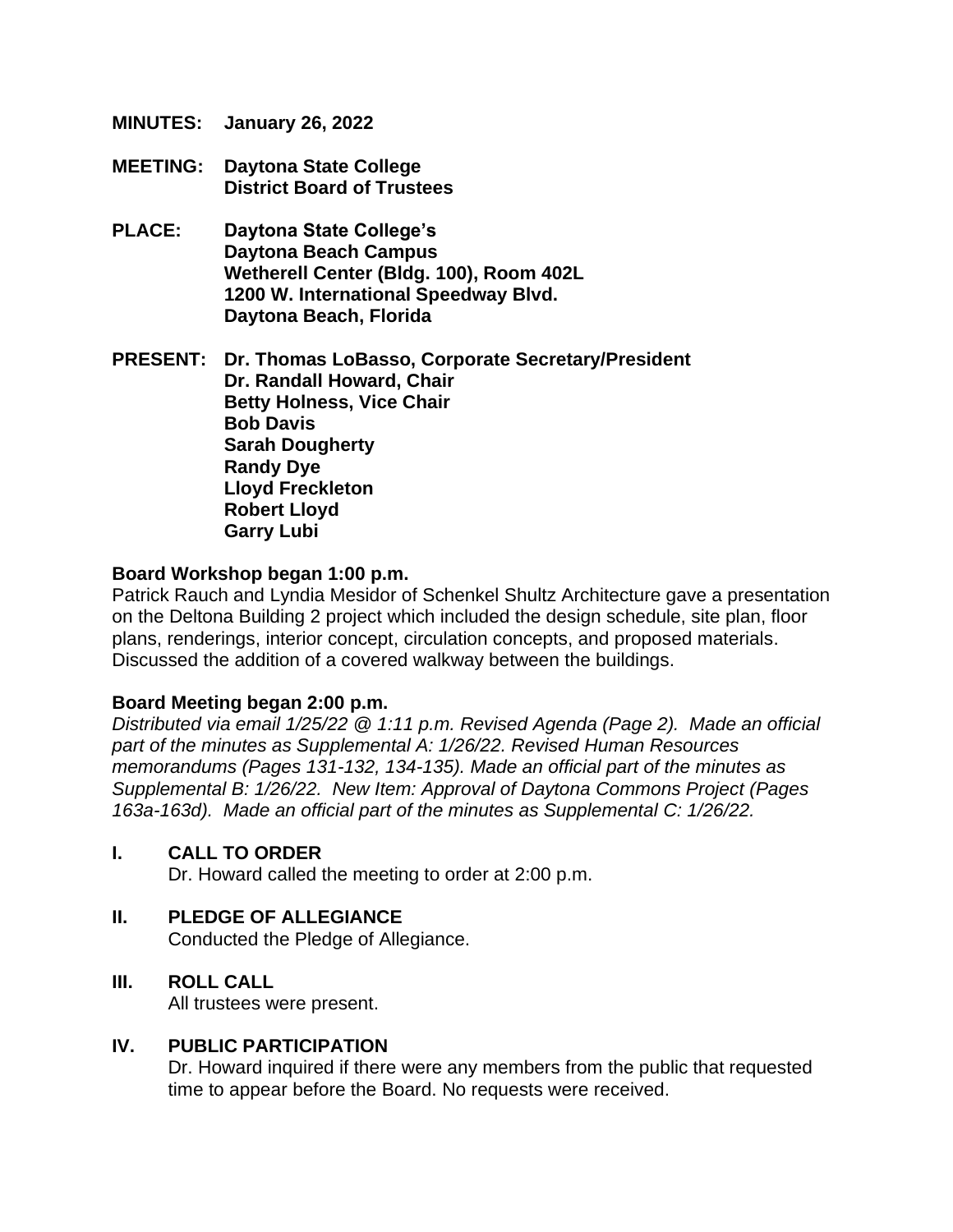**MINUTES:** **January 26, 2022**

**MEETING:** **Daytona State College**
**District Board of Trustees**

**PLACE:** **Daytona State College's**
**Daytona Beach Campus**
**Wetherell Center (Bldg. 100), Room 402L**
**1200 W. International Speedway Blvd.**
**Daytona Beach, Florida**

**PRESENT:** **Dr. Thomas LoBasso, Corporate Secretary/President**
**Dr. Randall Howard, Chair**
**Betty Holness, Vice Chair**
**Bob Davis**
**Sarah Dougherty**
**Randy Dye**
**Lloyd Freckleton**
**Robert Lloyd**
**Garry Lubi**

**Board Workshop began 1:00 p.m.**
Patrick Rauch and Lyndia Mesidor of Schenkel Shultz Architecture gave a presentation on the Deltona Building 2 project which included the design schedule, site plan, floor plans, renderings, interior concept, circulation concepts, and proposed materials. Discussed the addition of a covered walkway between the buildings.

**Board Meeting began 2:00 p.m.**
*Distributed via email 1/25/22 @ 1:11 p.m. Revised Agenda (Page 2). Made an official part of the minutes as Supplemental A: 1/26/22. Revised Human Resources memorandums (Pages 131-132, 134-135). Made an official part of the minutes as Supplemental B: 1/26/22. New Item: Approval of Daytona Commons Project (Pages 163a-163d). Made an official part of the minutes as Supplemental C: 1/26/22.*

## I. CALL TO ORDER

Dr. Howard called the meeting to order at 2:00 p.m.

## II. PLEDGE OF ALLEGIANCE

Conducted the Pledge of Allegiance.

## III. ROLL CALL

All trustees were present.

## IV. PUBLIC PARTICIPATION

Dr. Howard inquired if there were any members from the public that requested time to appear before the Board. No requests were received.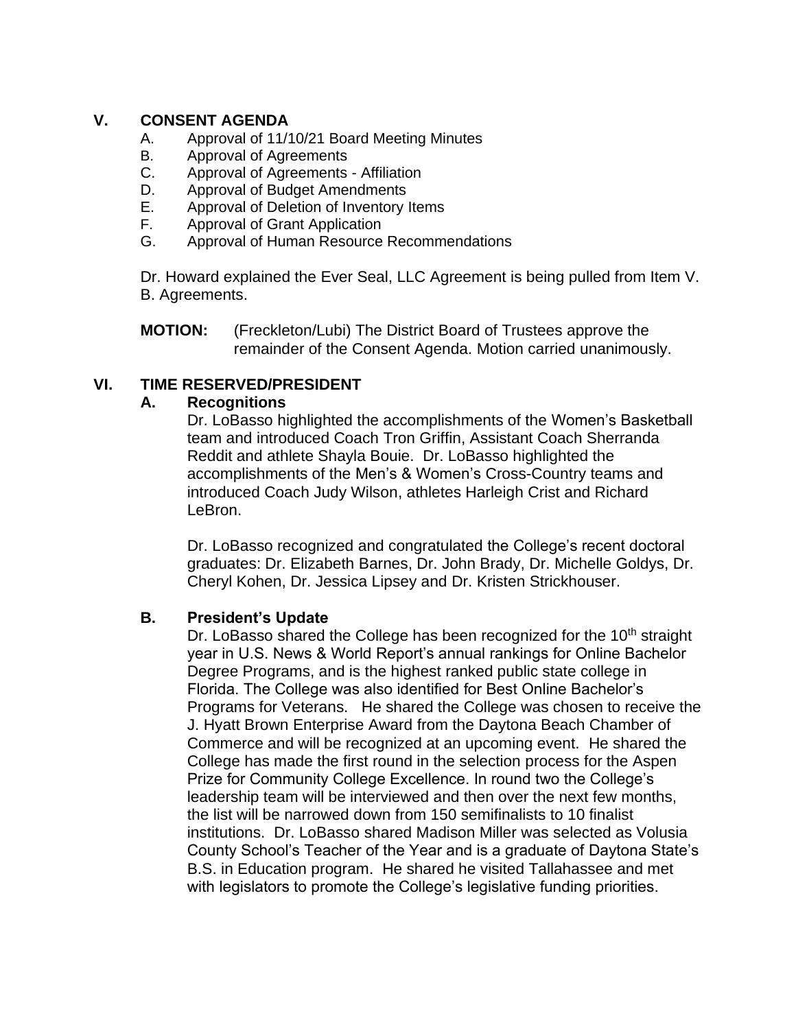## V. CONSENT AGENDA

A. Approval of 11/10/21 Board Meeting Minutes
B. Approval of Agreements
C. Approval of Agreements - Affiliation
D. Approval of Budget Amendments
E. Approval of Deletion of Inventory Items
F. Approval of Grant Application
G. Approval of Human Resource Recommendations

Dr. Howard explained the Ever Seal, LLC Agreement is being pulled from Item V. B. Agreements.

**MOTION:** (Freckleton/Lubi) The District Board of Trustees approve the remainder of the Consent Agenda. Motion carried unanimously.

## VI. TIME RESERVED/PRESIDENT

### A. Recognitions

Dr. LoBasso highlighted the accomplishments of the Women's Basketball team and introduced Coach Tron Griffin, Assistant Coach Sherranda Reddit and athlete Shayla Bouie. Dr. LoBasso highlighted the accomplishments of the Men's & Women's Cross-Country teams and introduced Coach Judy Wilson, athletes Harleigh Crist and Richard LeBron.

Dr. LoBasso recognized and congratulated the College's recent doctoral graduates: Dr. Elizabeth Barnes, Dr. John Brady, Dr. Michelle Goldys, Dr. Cheryl Kohen, Dr. Jessica Lipsey and Dr. Kristen Strickhouser.

### B. President's Update

Dr. LoBasso shared the College has been recognized for the 10th straight year in U.S. News & World Report's annual rankings for Online Bachelor Degree Programs, and is the highest ranked public state college in Florida. The College was also identified for Best Online Bachelor's Programs for Veterans. He shared the College was chosen to receive the J. Hyatt Brown Enterprise Award from the Daytona Beach Chamber of Commerce and will be recognized at an upcoming event. He shared the College has made the first round in the selection process for the Aspen Prize for Community College Excellence. In round two the College's leadership team will be interviewed and then over the next few months, the list will be narrowed down from 150 semifinalists to 10 finalist institutions. Dr. LoBasso shared Madison Miller was selected as Volusia County School's Teacher of the Year and is a graduate of Daytona State's B.S. in Education program. He shared he visited Tallahassee and met with legislators to promote the College's legislative funding priorities.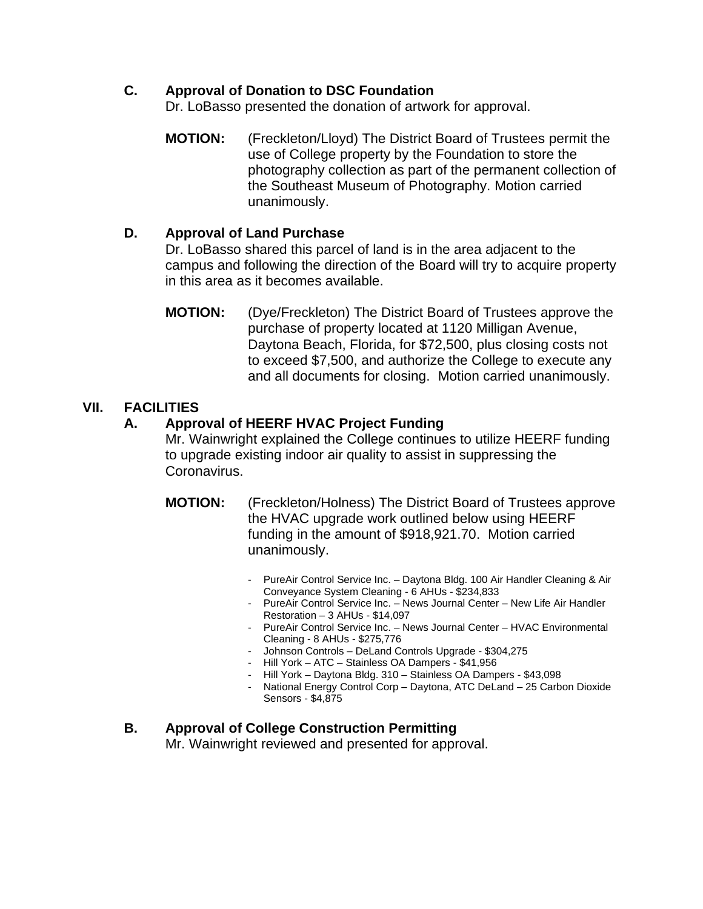### C. Approval of Donation to DSC Foundation

Dr. LoBasso presented the donation of artwork for approval.

**MOTION:** (Freckleton/Lloyd) The District Board of Trustees permit the use of College property by the Foundation to store the photography collection as part of the permanent collection of the Southeast Museum of Photography. Motion carried unanimously.

### D. Approval of Land Purchase

Dr. LoBasso shared this parcel of land is in the area adjacent to the campus and following the direction of the Board will try to acquire property in this area as it becomes available.

**MOTION:** (Dye/Freckleton) The District Board of Trustees approve the purchase of property located at 1120 Milligan Avenue, Daytona Beach, Florida, for $72,500, plus closing costs not to exceed $7,500, and authorize the College to execute any and all documents for closing. Motion carried unanimously.

## VII. FACILITIES

### A. Approval of HEERF HVAC Project Funding

Mr. Wainwright explained the College continues to utilize HEERF funding to upgrade existing indoor air quality to assist in suppressing the Coronavirus.

**MOTION:** (Freckleton/Holness) The District Board of Trustees approve the HVAC upgrade work outlined below using HEERF funding in the amount of $918,921.70. Motion carried unanimously.

- PureAir Control Service Inc. – Daytona Bldg. 100 Air Handler Cleaning & Air Conveyance System Cleaning - 6 AHUs - $234,833
- PureAir Control Service Inc. – News Journal Center – New Life Air Handler Restoration – 3 AHUs - $14,097
- PureAir Control Service Inc. – News Journal Center – HVAC Environmental Cleaning - 8 AHUs - $275,776
- Johnson Controls – DeLand Controls Upgrade - $304,275
- Hill York – ATC – Stainless OA Dampers - $41,956
- Hill York – Daytona Bldg. 310 – Stainless OA Dampers - $43,098
- National Energy Control Corp – Daytona, ATC DeLand – 25 Carbon Dioxide Sensors - $4,875

### B. Approval of College Construction Permitting

Mr. Wainwright reviewed and presented for approval.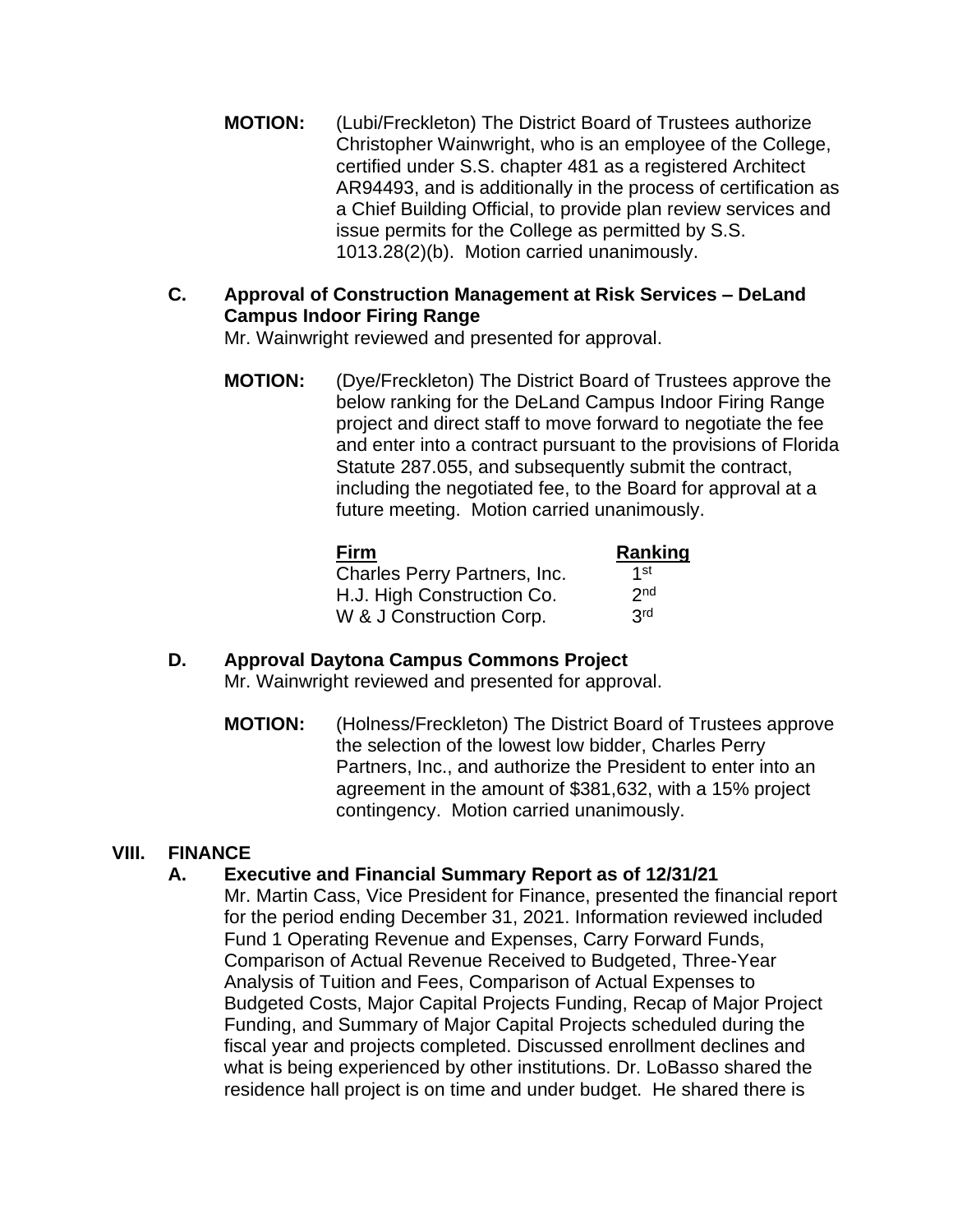**MOTION:** (Lubi/Freckleton) The District Board of Trustees authorize Christopher Wainwright, who is an employee of the College, certified under S.S. chapter 481 as a registered Architect AR94493, and is additionally in the process of certification as a Chief Building Official, to provide plan review services and issue permits for the College as permitted by S.S. 1013.28(2)(b). Motion carried unanimously.

### C. Approval of Construction Management at Risk Services – DeLand Campus Indoor Firing Range

Mr. Wainwright reviewed and presented for approval.

**MOTION:** (Dye/Freckleton) The District Board of Trustees approve the below ranking for the DeLand Campus Indoor Firing Range project and direct staff to move forward to negotiate the fee and enter into a contract pursuant to the provisions of Florida Statute 287.055, and subsequently submit the contract, including the negotiated fee, to the Board for approval at a future meeting. Motion carried unanimously.

| Firm | Ranking |
| --- | --- |
| Charles Perry Partners, Inc. | 1st |
| H.J. High Construction Co. | 2nd |
| W & J Construction Corp. | 3rd |

### D. Approval Daytona Campus Commons Project

Mr. Wainwright reviewed and presented for approval.

**MOTION:** (Holness/Freckleton) The District Board of Trustees approve the selection of the lowest low bidder, Charles Perry Partners, Inc., and authorize the President to enter into an agreement in the amount of $381,632, with a 15% project contingency. Motion carried unanimously.

## VIII. FINANCE

### A. Executive and Financial Summary Report as of 12/31/21

Mr. Martin Cass, Vice President for Finance, presented the financial report for the period ending December 31, 2021. Information reviewed included Fund 1 Operating Revenue and Expenses, Carry Forward Funds, Comparison of Actual Revenue Received to Budgeted, Three-Year Analysis of Tuition and Fees, Comparison of Actual Expenses to Budgeted Costs, Major Capital Projects Funding, Recap of Major Project Funding, and Summary of Major Capital Projects scheduled during the fiscal year and projects completed. Discussed enrollment declines and what is being experienced by other institutions. Dr. LoBasso shared the residence hall project is on time and under budget. He shared there is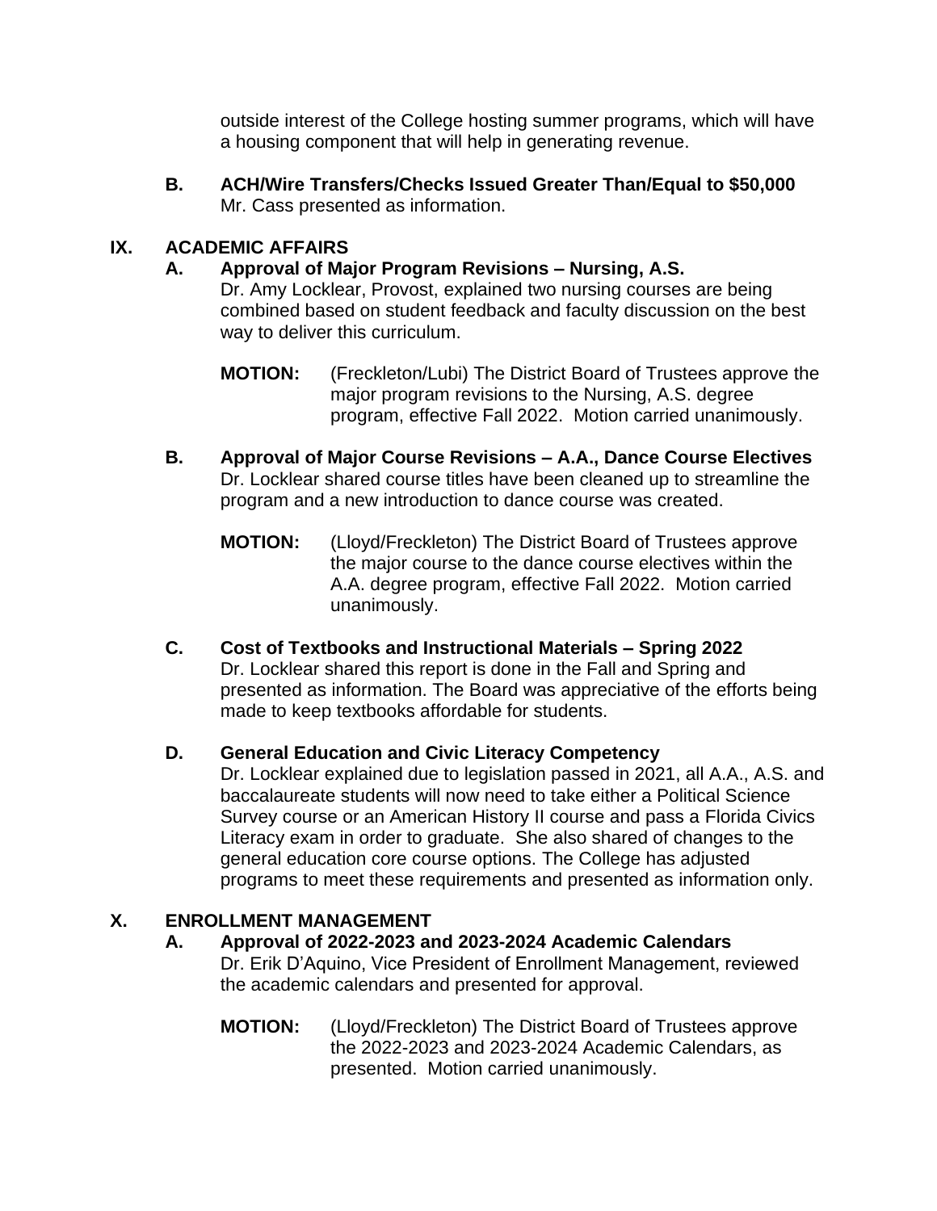outside interest of the College hosting summer programs, which will have a housing component that will help in generating revenue.

**B. ACH/Wire Transfers/Checks Issued Greater Than/Equal to $50,000**
Mr. Cass presented as information.

## IX. ACADEMIC AFFAIRS

**A. Approval of Major Program Revisions – Nursing, A.S.**
Dr. Amy Locklear, Provost, explained two nursing courses are being combined based on student feedback and faculty discussion on the best way to deliver this curriculum.

**MOTION:** (Freckleton/Lubi) The District Board of Trustees approve the major program revisions to the Nursing, A.S. degree program, effective Fall 2022. Motion carried unanimously.

**B. Approval of Major Course Revisions – A.A., Dance Course Electives**
Dr. Locklear shared course titles have been cleaned up to streamline the program and a new introduction to dance course was created.

**MOTION:** (Lloyd/Freckleton) The District Board of Trustees approve the major course to the dance course electives within the A.A. degree program, effective Fall 2022. Motion carried unanimously.

**C. Cost of Textbooks and Instructional Materials – Spring 2022**
Dr. Locklear shared this report is done in the Fall and Spring and presented as information. The Board was appreciative of the efforts being made to keep textbooks affordable for students.

**D. General Education and Civic Literacy Competency**
Dr. Locklear explained due to legislation passed in 2021, all A.A., A.S. and baccalaureate students will now need to take either a Political Science Survey course or an American History II course and pass a Florida Civics Literacy exam in order to graduate. She also shared of changes to the general education core course options. The College has adjusted programs to meet these requirements and presented as information only.

## X. ENROLLMENT MANAGEMENT

**A. Approval of 2022-2023 and 2023-2024 Academic Calendars**
Dr. Erik D'Aquino, Vice President of Enrollment Management, reviewed the academic calendars and presented for approval.

**MOTION:** (Lloyd/Freckleton) The District Board of Trustees approve the 2022-2023 and 2023-2024 Academic Calendars, as presented. Motion carried unanimously.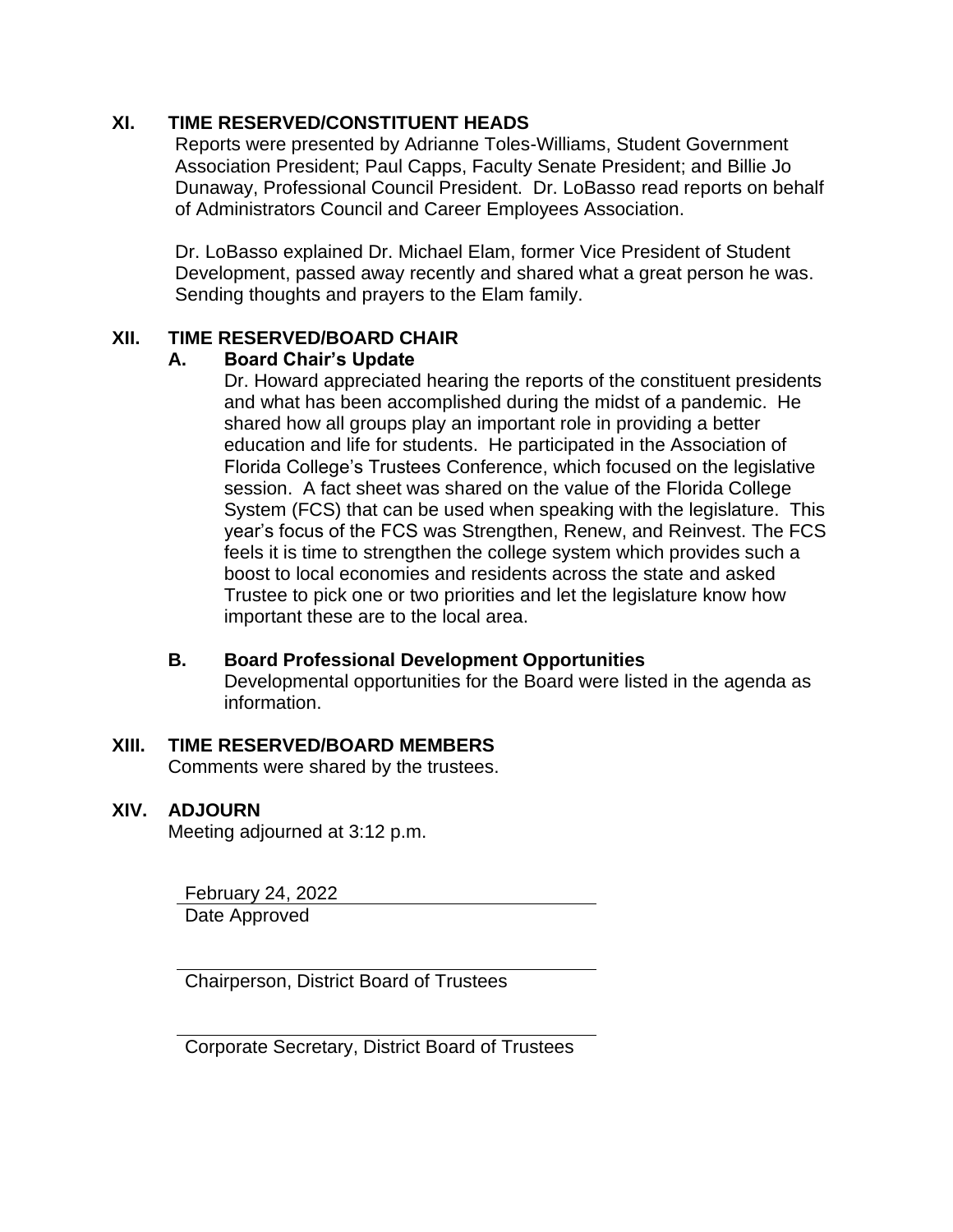## XI. TIME RESERVED/CONSTITUENT HEADS

Reports were presented by Adrianne Toles-Williams, Student Government Association President; Paul Capps, Faculty Senate President; and Billie Jo Dunaway, Professional Council President. Dr. LoBasso read reports on behalf of Administrators Council and Career Employees Association.

Dr. LoBasso explained Dr. Michael Elam, former Vice President of Student Development, passed away recently and shared what a great person he was. Sending thoughts and prayers to the Elam family.

## XII. TIME RESERVED/BOARD CHAIR

### A. Board Chair's Update

Dr. Howard appreciated hearing the reports of the constituent presidents and what has been accomplished during the midst of a pandemic. He shared how all groups play an important role in providing a better education and life for students. He participated in the Association of Florida College's Trustees Conference, which focused on the legislative session. A fact sheet was shared on the value of the Florida College System (FCS) that can be used when speaking with the legislature. This year's focus of the FCS was Strengthen, Renew, and Reinvest. The FCS feels it is time to strengthen the college system which provides such a boost to local economies and residents across the state and asked Trustee to pick one or two priorities and let the legislature know how important these are to the local area.

### B. Board Professional Development Opportunities

Developmental opportunities for the Board were listed in the agenda as information.

## XIII. TIME RESERVED/BOARD MEMBERS

Comments were shared by the trustees.

## XIV. ADJOURN

Meeting adjourned at 3:12 p.m.

February 24, 2022
Date Approved

Chairperson, District Board of Trustees

Corporate Secretary, District Board of Trustees